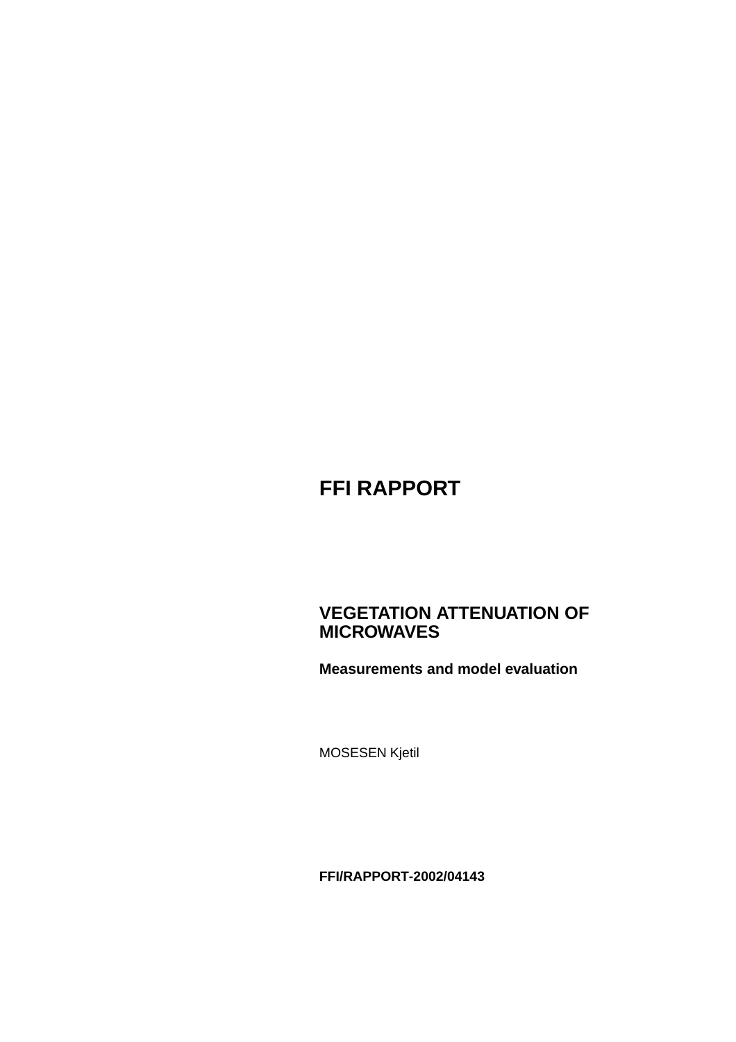# FFI RAPPORT

## VEGETATION ATTENUATION OF MICROWAVES

**Measurements and model evaluation**

MOSESEN Kjetil

**FFI/RAPPORT-2002/04143**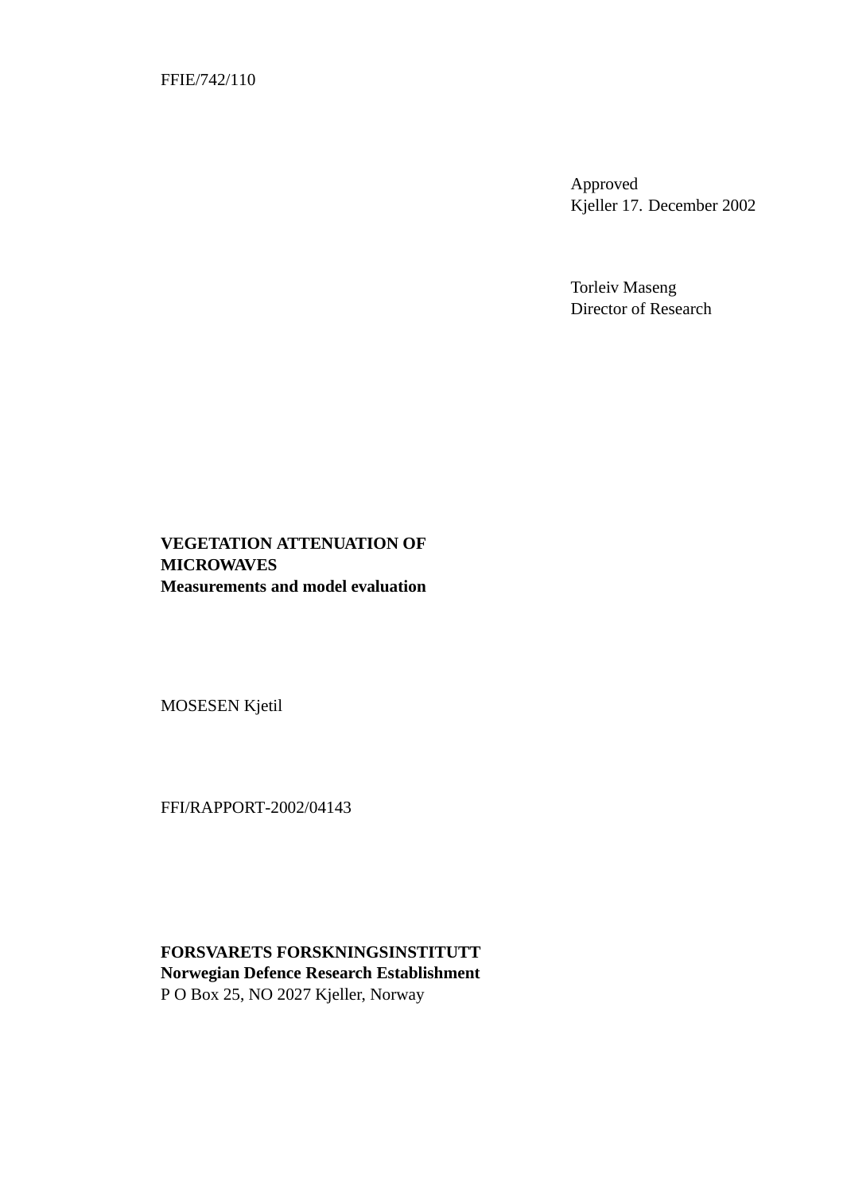FFIE/742/110

Approved
Kjeller 17. December 2002

Torleiv Maseng
Director of Research

**VEGETATION ATTENUATION OF MICROWAVES**
**Measurements and model evaluation**

MOSESEN Kjetil

FFI/RAPPORT-2002/04143

**FORSVARETS FORSKNINGSINSTITUTT**
**Norwegian Defence Research Establishment**
P O Box 25, NO 2027 Kjeller, Norway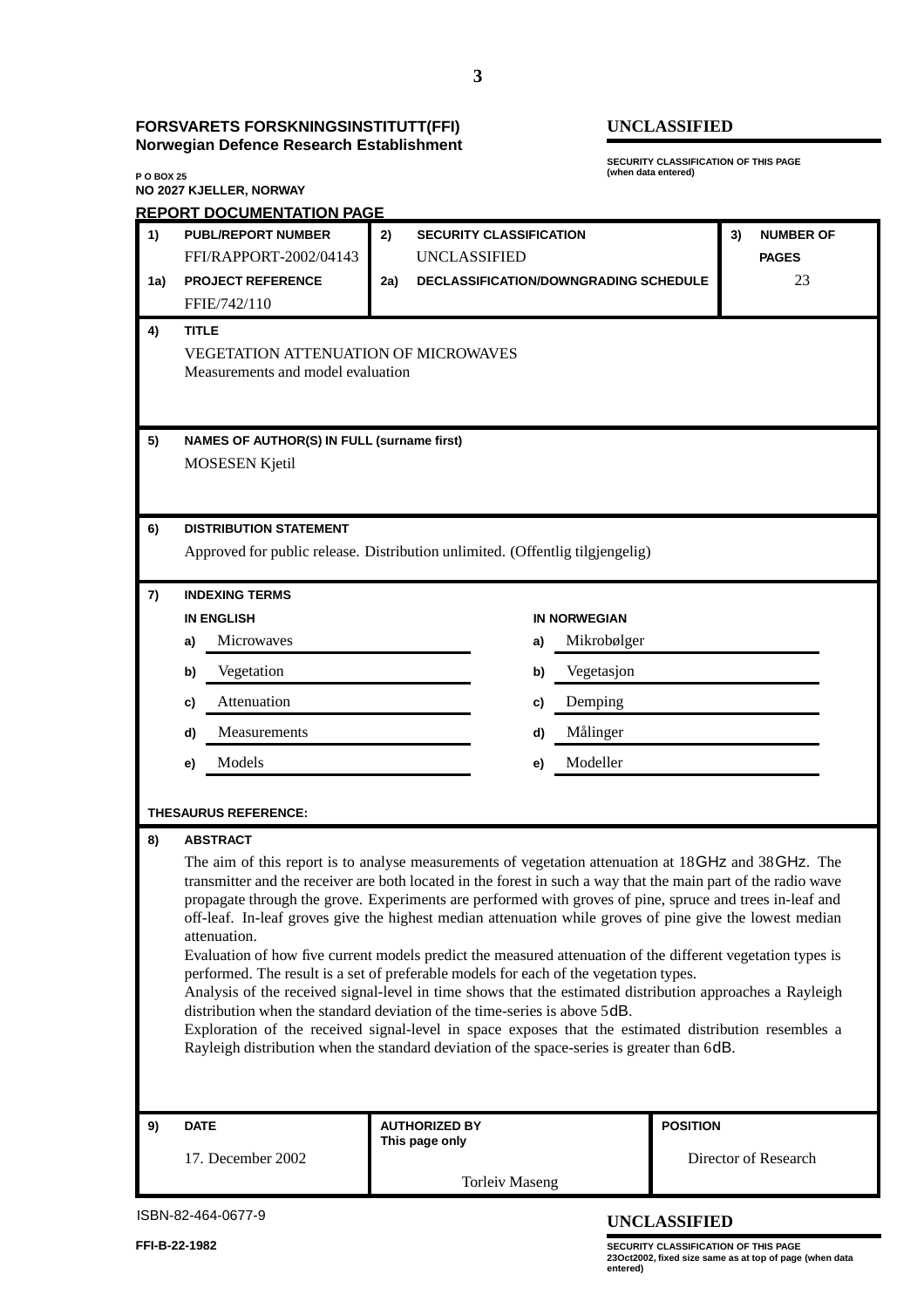**FORSVARETS FORSKNINGSINSTITUTT(FFI)**
**Norwegian Defence Research Establishment**

**UNCLASSIFIED**

**SECURITY CLASSIFICATION OF THIS PAGE (when data entered)**

**P O BOX 25**
**NO 2027 KJELLER, NORWAY**

**REPORT DOCUMENTATION PAGE**

| | | | |
|---|---|---|---|
| **1) PUBL/REPORT NUMBER** FFI/RAPPORT-2002/04143 | **2) SECURITY CLASSIFICATION** UNCLASSIFIED | | **3) NUMBER OF PAGES** 23 |
| **1a) PROJECT REFERENCE** FFIE/742/110 | **2a) DECLASSIFICATION/DOWNGRADING SCHEDULE** | | |

**4) TITLE**

VEGETATION ATTENUATION OF MICROWAVES
Measurements and model evaluation

**5) NAMES OF AUTHOR(S) IN FULL (surname first)**

MOSESEN Kjetil

**6) DISTRIBUTION STATEMENT**

Approved for public release. Distribution unlimited. (Offentlig tilgjengelig)

**7) INDEXING TERMS**

| IN ENGLISH | IN NORWEGIAN |
|---|---|
| a) Microwaves | a) Mikrobølger |
| b) Vegetation | b) Vegetasjon |
| c) Attenuation | c) Demping |
| d) Measurements | d) Målinger |
| e) Models | e) Modeller |

**THESAURUS REFERENCE:**

**8) ABSTRACT**

The aim of this report is to analyse measurements of vegetation attenuation at 18GHz and 38GHz. The transmitter and the receiver are both located in the forest in such a way that the main part of the radio wave propagate through the grove. Experiments are performed with groves of pine, spruce and trees in-leaf and off-leaf. In-leaf groves give the highest median attenuation while groves of pine give the lowest median attenuation.
Evaluation of how five current models predict the measured attenuation of the different vegetation types is performed. The result is a set of preferable models for each of the vegetation types.
Analysis of the received signal-level in time shows that the estimated distribution approaches a Rayleigh distribution when the standard deviation of the time-series is above 5dB.
Exploration of the received signal-level in space exposes that the estimated distribution resembles a Rayleigh distribution when the standard deviation of the space-series is greater than 6dB.

| **9) DATE** | **AUTHORIZED BY** This page only | **POSITION** |
|---|---|---|
| 17. December 2002 | Torleiv Maseng | Director of Research |

ISBN-82-464-0677-9

**UNCLASSIFIED**

**SECURITY CLASSIFICATION OF THIS PAGE**

FFI-B-22-1982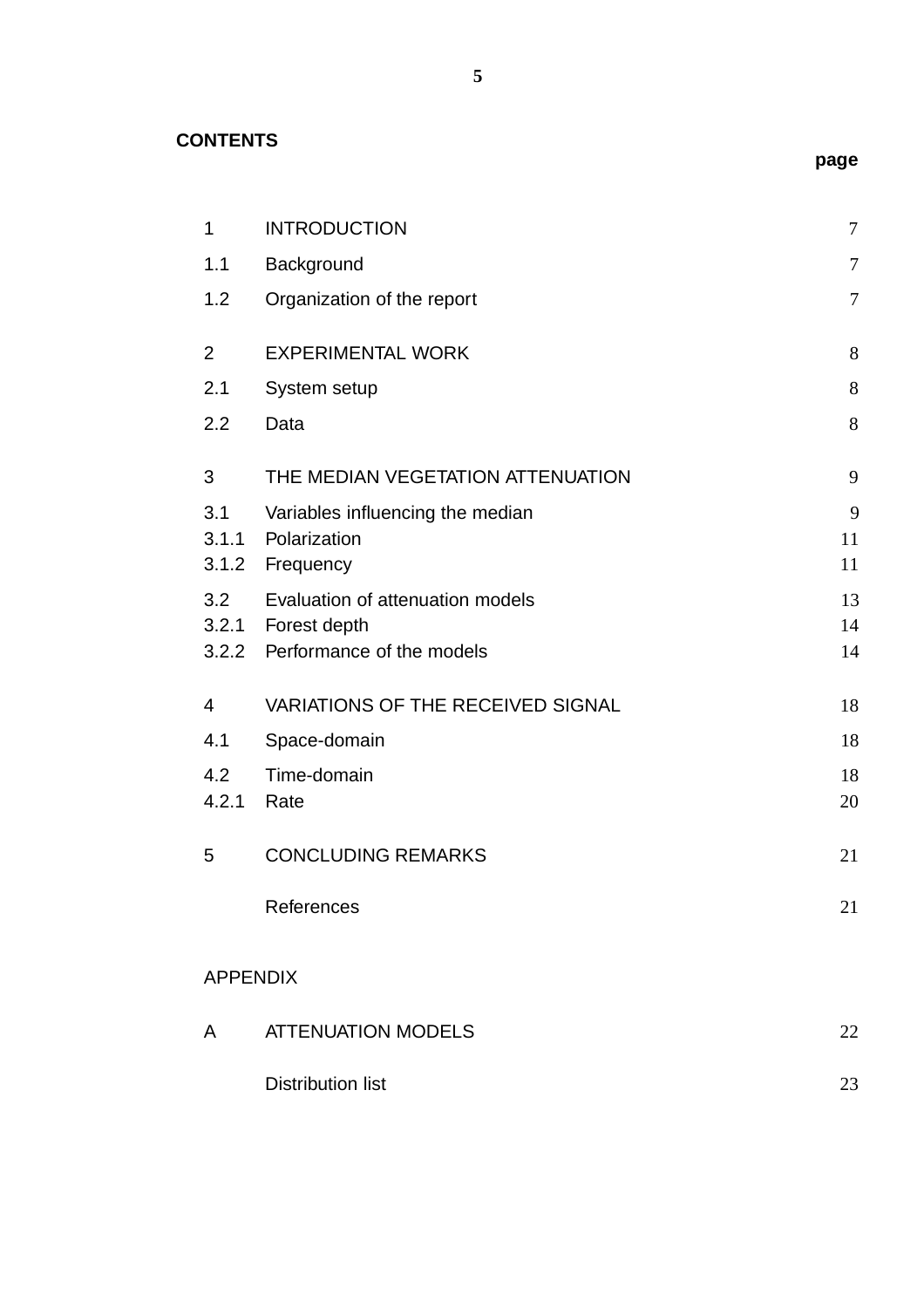## CONTENTS

| | | page |
|---|---|---|
| 1 | INTRODUCTION | 7 |
| 1.1 | Background | 7 |
| 1.2 | Organization of the report | 7 |
| 2 | EXPERIMENTAL WORK | 8 |
| 2.1 | System setup | 8 |
| 2.2 | Data | 8 |
| 3 | THE MEDIAN VEGETATION ATTENUATION | 9 |
| 3.1 | Variables influencing the median | 9 |
| 3.1.1 | Polarization | 11 |
| 3.1.2 | Frequency | 11 |
| 3.2 | Evaluation of attenuation models | 13 |
| 3.2.1 | Forest depth | 14 |
| 3.2.2 | Performance of the models | 14 |
| 4 | VARIATIONS OF THE RECEIVED SIGNAL | 18 |
| 4.1 | Space-domain | 18 |
| 4.2 | Time-domain | 18 |
| 4.2.1 | Rate | 20 |
| 5 | CONCLUDING REMARKS | 21 |
| | References | 21 |
| APPENDIX | | |
| A | ATTENUATION MODELS | 22 |
| | Distribution list | 23 |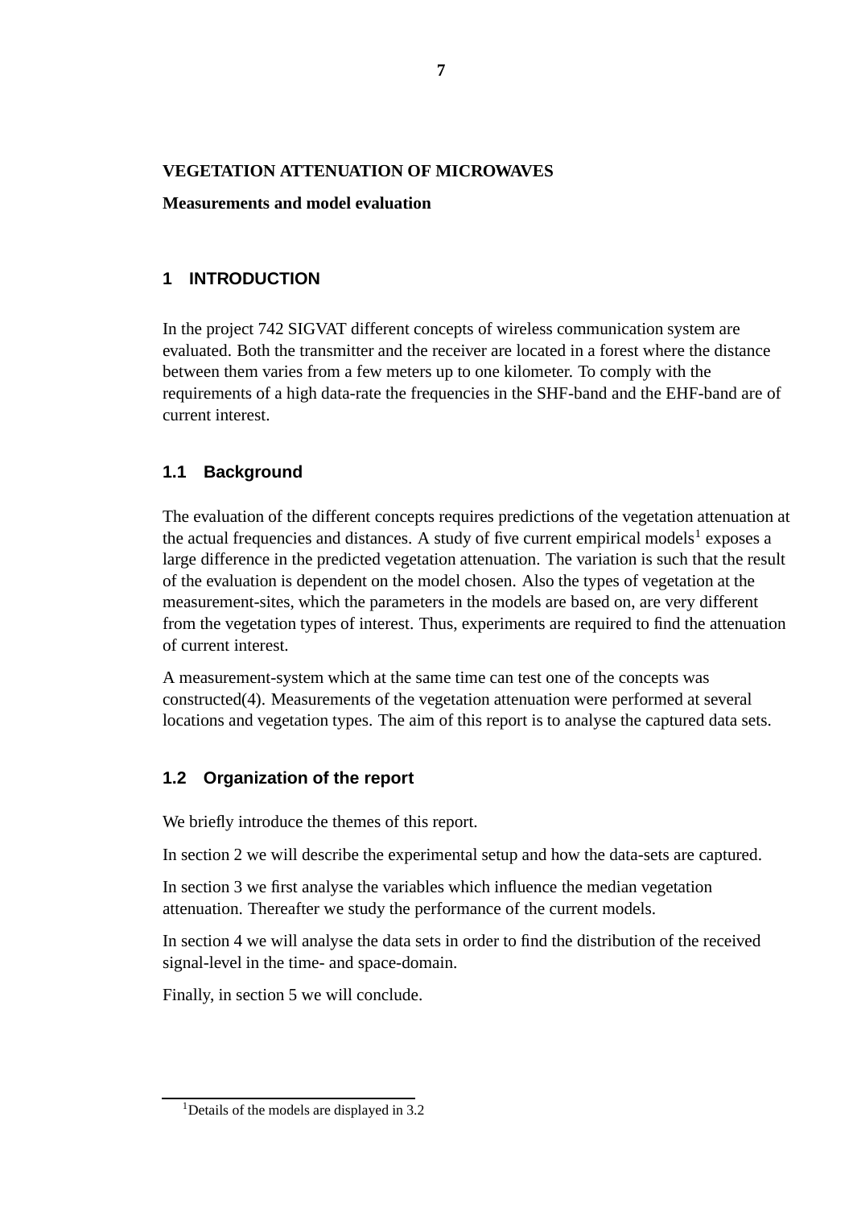**VEGETATION ATTENUATION OF MICROWAVES**

**Measurements and model evaluation**

# 1 INTRODUCTION

In the project 742 SIGVAT different concepts of wireless communication system are evaluated. Both the transmitter and the receiver are located in a forest where the distance between them varies from a few meters up to one kilometer. To comply with the requirements of a high data-rate the frequencies in the SHF-band and the EHF-band are of current interest.

## 1.1 Background

The evaluation of the different concepts requires predictions of the vegetation attenuation at the actual frequencies and distances. A study of five current empirical models[1] exposes a large difference in the predicted vegetation attenuation. The variation is such that the result of the evaluation is dependent on the model chosen. Also the types of vegetation at the measurement-sites, which the parameters in the models are based on, are very different from the vegetation types of interest. Thus, experiments are required to find the attenuation of current interest.

A measurement-system which at the same time can test one of the concepts was constructed(4). Measurements of the vegetation attenuation were performed at several locations and vegetation types. The aim of this report is to analyse the captured data sets.

## 1.2 Organization of the report

We briefly introduce the themes of this report.

In section 2 we will describe the experimental setup and how the data-sets are captured.

In section 3 we first analyse the variables which influence the median vegetation attenuation. Thereafter we study the performance of the current models.

In section 4 we will analyse the data sets in order to find the distribution of the received signal-level in the time- and space-domain.

Finally, in section 5 we will conclude.

---

[1] Details of the models are displayed in 3.2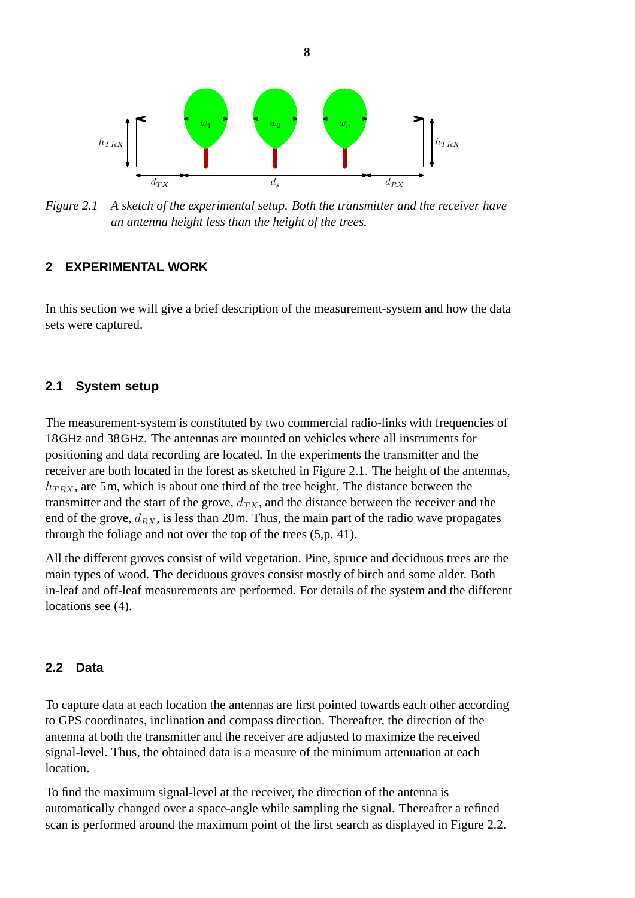*Figure 2.1 A sketch of the experimental setup. Both the transmitter and the receiver have an antenna height less than the height of the trees.*

## 2 EXPERIMENTAL WORK

In this section we will give a brief description of the measurement-system and how the data sets were captured.

### 2.1 System setup

The measurement-system is constituted by two commercial radio-links with frequencies of 18GHz and 38GHz. The antennas are mounted on vehicles where all instruments for positioning and data recording are located. In the experiments the transmitter and the receiver are both located in the forest as sketched in Figure 2.1. The height of the antennas, $h_{TRX}$, are 5m, which is about one third of the tree height. The distance between the transmitter and the start of the grove, $d_{TX}$, and the distance between the receiver and the end of the grove, $d_{RX}$, is less than 20m. Thus, the main part of the radio wave propagates through the foliage and not over the top of the trees (5,p. 41).

All the different groves consist of wild vegetation. Pine, spruce and deciduous trees are the main types of wood. The deciduous groves consist mostly of birch and some alder. Both in-leaf and off-leaf measurements are performed. For details of the system and the different locations see (4).

### 2.2 Data

To capture data at each location the antennas are first pointed towards each other according to GPS coordinates, inclination and compass direction. Thereafter, the direction of the antenna at both the transmitter and the receiver are adjusted to maximize the received signal-level. Thus, the obtained data is a measure of the minimum attenuation at each location.

To find the maximum signal-level at the receiver, the direction of the antenna is automatically changed over a space-angle while sampling the signal. Thereafter a refined scan is performed around the maximum point of the first search as displayed in Figure 2.2.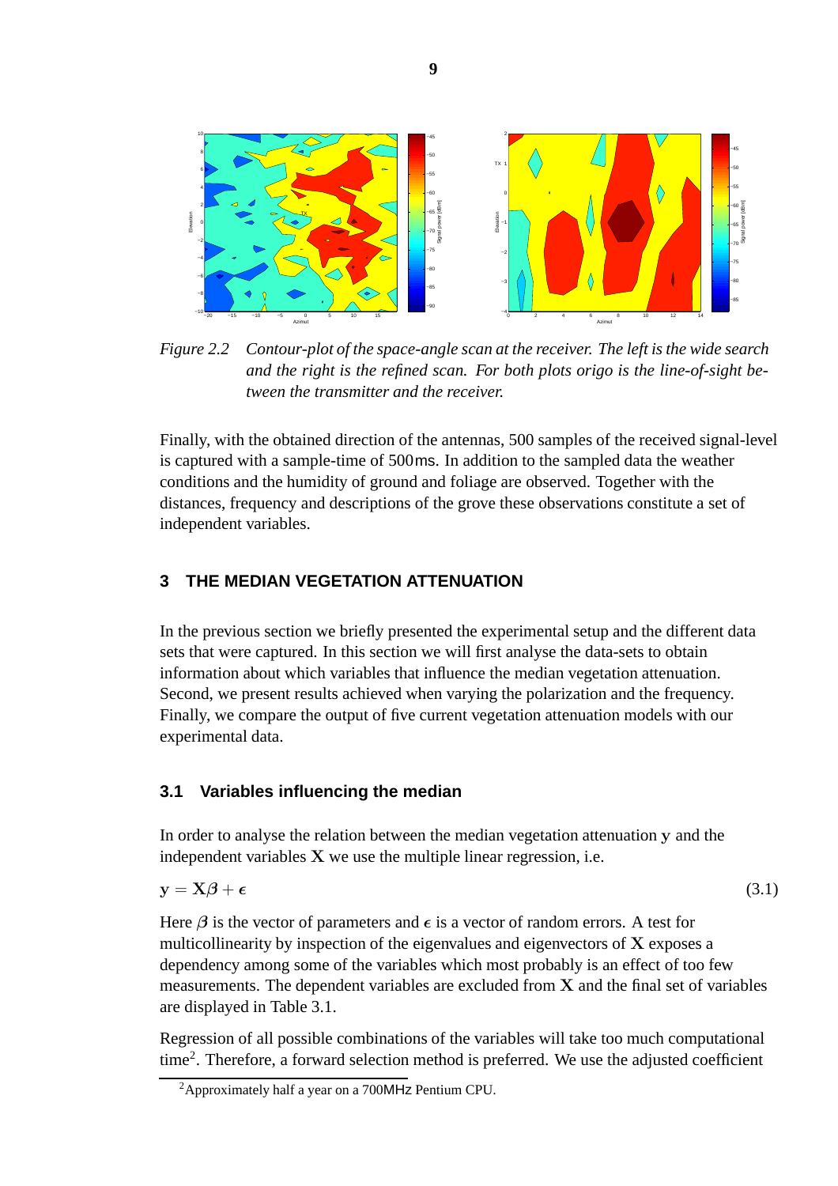*Figure 2.2 Contour-plot of the space-angle scan at the receiver. The left is the wide search and the right is the refined scan. For both plots origo is the line-of-sight between the transmitter and the receiver.*

Finally, with the obtained direction of the antennas, 500 samples of the received signal-level is captured with a sample-time of 500 ms. In addition to the sampled data the weather conditions and the humidity of ground and foliage are observed. Together with the distances, frequency and descriptions of the grove these observations constitute a set of independent variables.

## 3 THE MEDIAN VEGETATION ATTENUATION

In the previous section we briefly presented the experimental setup and the different data sets that were captured. In this section we will first analyse the data-sets to obtain information about which variables that influence the median vegetation attenuation. Second, we present results achieved when varying the polarization and the frequency. Finally, we compare the output of five current vegetation attenuation models with our experimental data.

### 3.1 Variables influencing the median

In order to analyse the relation between the median vegetation attenuation $\mathbf{y}$ and the independent variables $\mathbf{X}$ we use the multiple linear regression, i.e.

$$\mathbf{y} = \mathbf{X}\boldsymbol{\beta} + \boldsymbol{\epsilon} \tag{3.1}$$

Here $\boldsymbol{\beta}$ is the vector of parameters and $\boldsymbol{\epsilon}$ is a vector of random errors. A test for multicollinearity by inspection of the eigenvalues and eigenvectors of $\mathbf{X}$ exposes a dependency among some of the variables which most probably is an effect of too few measurements. The dependent variables are excluded from $\mathbf{X}$ and the final set of variables are displayed in Table 3.1.

Regression of all possible combinations of the variables will take too much computational time[2]. Therefore, a forward selection method is preferred. We use the adjusted coefficient

[2] Approximately half a year on a 700 MHz Pentium CPU.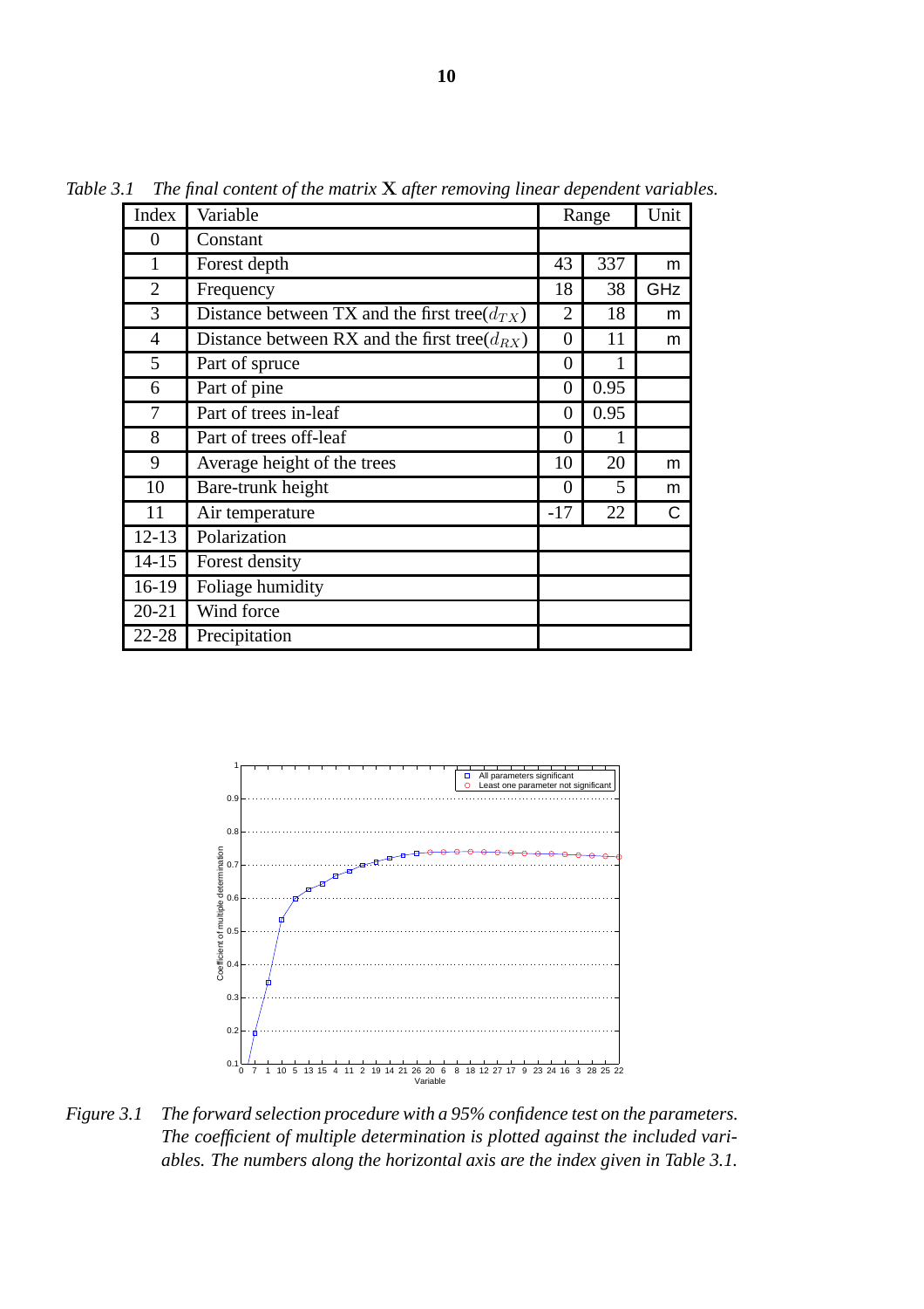*Table 3.1 The final content of the matrix* $\mathbf{X}$ *after removing linear dependent variables.*

| Index | Variable | Range | | Unit |
|---|---|---|---|---|
| 0 | Constant | | | |
| 1 | Forest depth | 43 | 337 | m |
| 2 | Frequency | 18 | 38 | GHz |
| 3 | Distance between TX and the first tree($d_{TX}$) | 2 | 18 | m |
| 4 | Distance between RX and the first tree($d_{RX}$) | 0 | 11 | m |
| 5 | Part of spruce | 0 | 1 | |
| 6 | Part of pine | 0 | 0.95 | |
| 7 | Part of trees in-leaf | 0 | 0.95 | |
| 8 | Part of trees off-leaf | 0 | 1 | |
| 9 | Average height of the trees | 10 | 20 | m |
| 10 | Bare-trunk height | 0 | 5 | m |
| 11 | Air temperature | -17 | 22 | C |
| 12-13 | Polarization | | | |
| 14-15 | Forest density | | | |
| 16-19 | Foliage humidity | | | |
| 20-21 | Wind force | | | |
| 22-28 | Precipitation | | | |

*Figure 3.1 The forward selection procedure with a 95% confidence test on the parameters. The coefficient of multiple determination is plotted against the included variables. The numbers along the horizontal axis are the index given in Table 3.1.*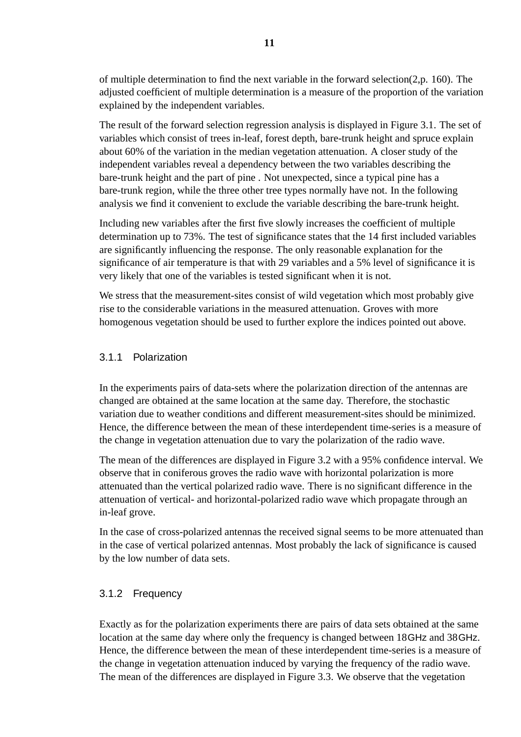of multiple determination to find the next variable in the forward selection(2,p. 160). The adjusted coefficient of multiple determination is a measure of the proportion of the variation explained by the independent variables.

The result of the forward selection regression analysis is displayed in Figure 3.1. The set of variables which consist of trees in-leaf, forest depth, bare-trunk height and spruce explain about 60% of the variation in the median vegetation attenuation. A closer study of the independent variables reveal a dependency between the two variables describing the bare-trunk height and the part of pine . Not unexpected, since a typical pine has a bare-trunk region, while the three other tree types normally have not. In the following analysis we find it convenient to exclude the variable describing the bare-trunk height.

Including new variables after the first five slowly increases the coefficient of multiple determination up to 73%. The test of significance states that the 14 first included variables are significantly influencing the response. The only reasonable explanation for the significance of air temperature is that with 29 variables and a 5% level of significance it is very likely that one of the variables is tested significant when it is not.

We stress that the measurement-sites consist of wild vegetation which most probably give rise to the considerable variations in the measured attenuation. Groves with more homogenous vegetation should be used to further explore the indices pointed out above.

### 3.1.1 Polarization

In the experiments pairs of data-sets where the polarization direction of the antennas are changed are obtained at the same location at the same day. Therefore, the stochastic variation due to weather conditions and different measurement-sites should be minimized. Hence, the difference between the mean of these interdependent time-series is a measure of the change in vegetation attenuation due to vary the polarization of the radio wave.

The mean of the differences are displayed in Figure 3.2 with a 95% confidence interval. We observe that in coniferous groves the radio wave with horizontal polarization is more attenuated than the vertical polarized radio wave. There is no significant difference in the attenuation of vertical- and horizontal-polarized radio wave which propagate through an in-leaf grove.

In the case of cross-polarized antennas the received signal seems to be more attenuated than in the case of vertical polarized antennas. Most probably the lack of significance is caused by the low number of data sets.

### 3.1.2 Frequency

Exactly as for the polarization experiments there are pairs of data sets obtained at the same location at the same day where only the frequency is changed between 18GHz and 38GHz. Hence, the difference between the mean of these interdependent time-series is a measure of the change in vegetation attenuation induced by varying the frequency of the radio wave. The mean of the differences are displayed in Figure 3.3. We observe that the vegetation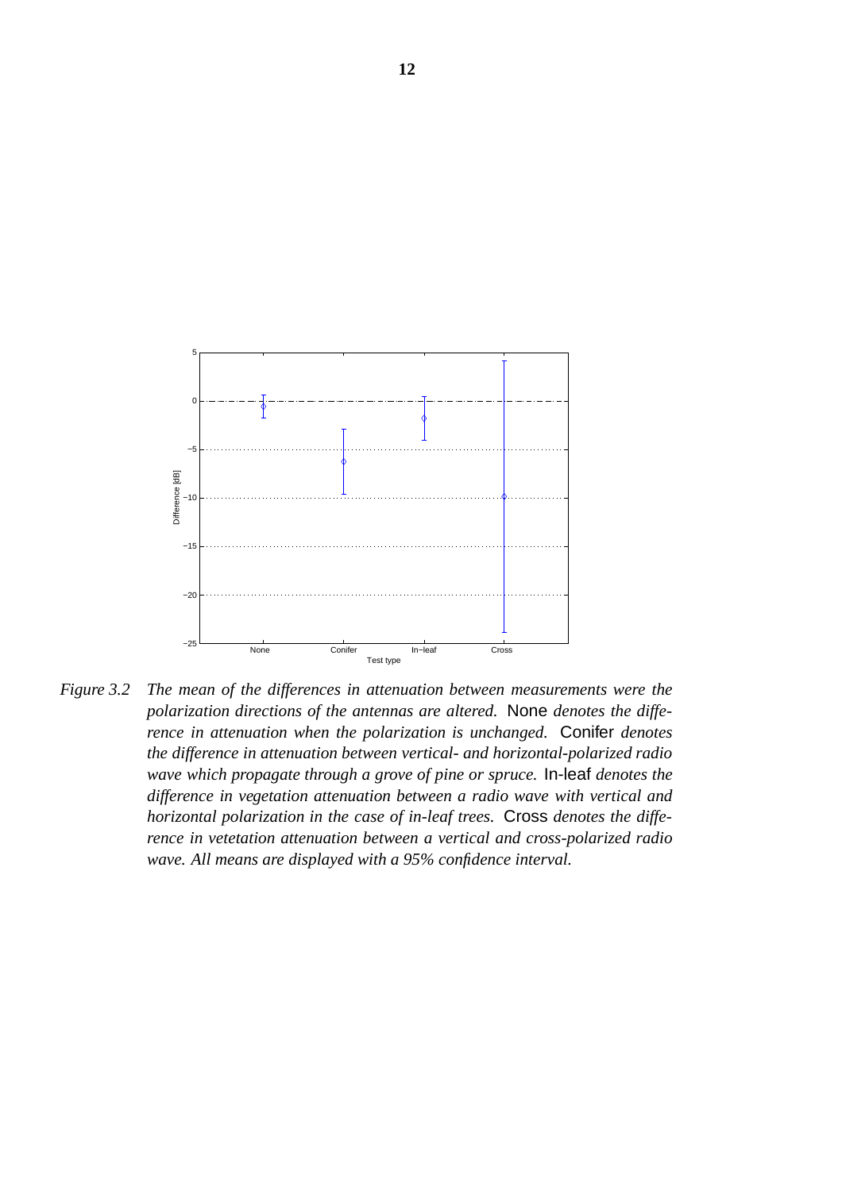*Figure 3.2 The mean of the differences in attenuation between measurements were the polarization directions of the antennas are altered.* None *denotes the difference in attenuation when the polarization is unchanged.* Conifer *denotes the difference in attenuation between vertical- and horizontal-polarized radio wave which propagate through a grove of pine or spruce.* In-leaf *denotes the difference in vegetation attenuation between a radio wave with vertical and horizontal polarization in the case of in-leaf trees.* Cross *denotes the difference in vetetation attenuation between a vertical and cross-polarized radio wave. All means are displayed with a 95% confidence interval.*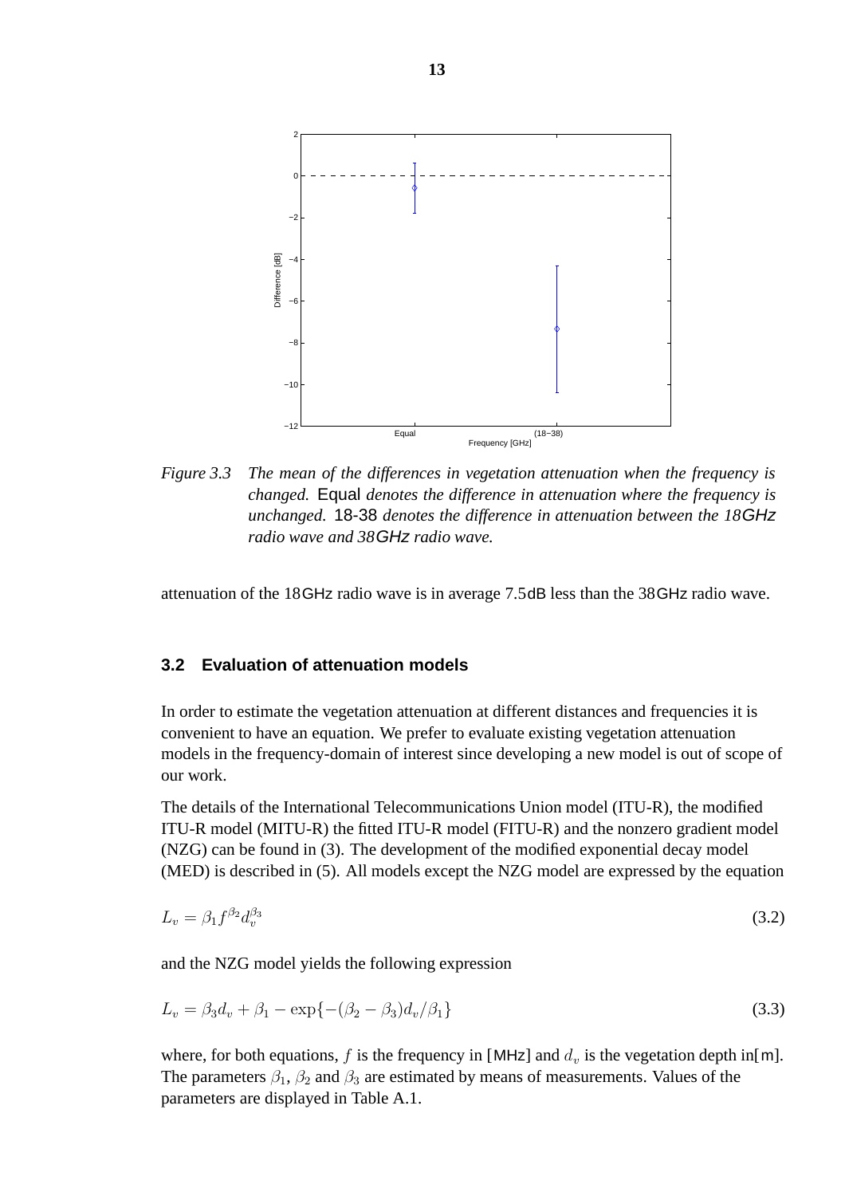*Figure 3.3 The mean of the differences in vegetation attenuation when the frequency is changed.* Equal *denotes the difference in attenuation where the frequency is unchanged.* 18-38 *denotes the difference in attenuation between the 18*GHz *radio wave and 38*GHz *radio wave.*

attenuation of the 18GHz radio wave is in average 7.5dB less than the 38GHz radio wave.

## 3.2 Evaluation of attenuation models

In order to estimate the vegetation attenuation at different distances and frequencies it is convenient to have an equation. We prefer to evaluate existing vegetation attenuation models in the frequency-domain of interest since developing a new model is out of scope of our work.

The details of the International Telecommunications Union model (ITU-R), the modified ITU-R model (MITU-R) the fitted ITU-R model (FITU-R) and the nonzero gradient model (NZG) can be found in (3). The development of the modified exponential decay model (MED) is described in (5). All models except the NZG model are expressed by the equation

$$L_v = \beta_1 f^{\beta_2} d_v^{\beta_3} \tag{3.2}$$

and the NZG model yields the following expression

$$L_v = \beta_3 d_v + \beta_1 - \exp\{-(\beta_2 - \beta_3) d_v / \beta_1\} \tag{3.3}$$

where, for both equations, $f$ is the frequency in [MHz] and $d_v$ is the vegetation depth in[m]. The parameters $\beta_1$, $\beta_2$ and $\beta_3$ are estimated by means of measurements. Values of the parameters are displayed in Table A.1.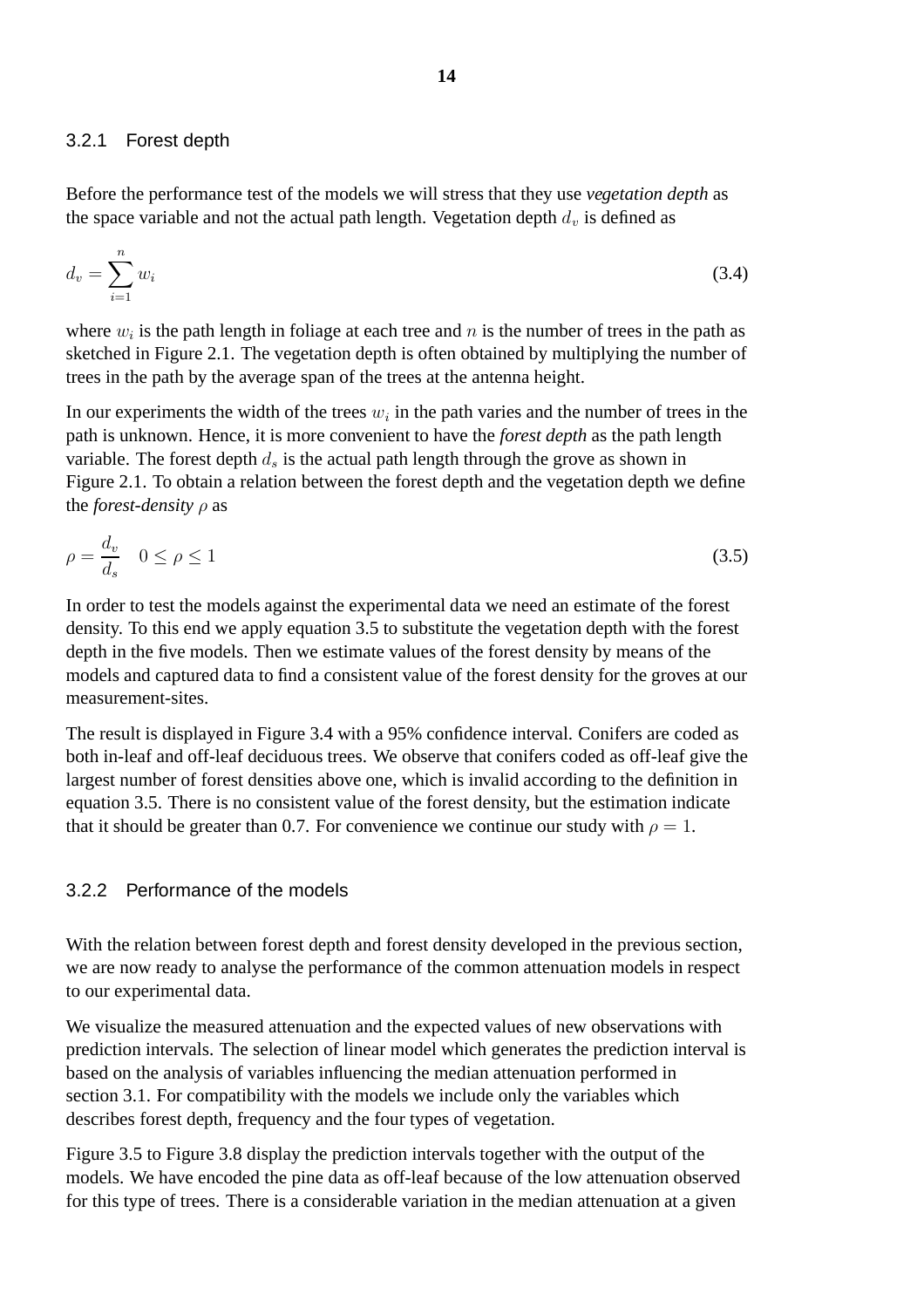### 3.2.1 Forest depth

Before the performance test of the models we will stress that they use *vegetation depth* as the space variable and not the actual path length. Vegetation depth $d_v$ is defined as

$$d_v = \sum_{i=1}^{n} w_i \tag{3.4}$$

where $w_i$ is the path length in foliage at each tree and $n$ is the number of trees in the path as sketched in Figure 2.1. The vegetation depth is often obtained by multiplying the number of trees in the path by the average span of the trees at the antenna height.

In our experiments the width of the trees $w_i$ in the path varies and the number of trees in the path is unknown. Hence, it is more convenient to have the *forest depth* as the path length variable. The forest depth $d_s$ is the actual path length through the grove as shown in Figure 2.1. To obtain a relation between the forest depth and the vegetation depth we define the *forest-density* $\rho$ as

$$\rho = \frac{d_v}{d_s} \quad 0 \leq \rho \leq 1 \tag{3.5}$$

In order to test the models against the experimental data we need an estimate of the forest density. To this end we apply equation 3.5 to substitute the vegetation depth with the forest depth in the five models. Then we estimate values of the forest density by means of the models and captured data to find a consistent value of the forest density for the groves at our measurement-sites.

The result is displayed in Figure 3.4 with a 95% confidence interval. Conifers are coded as both in-leaf and off-leaf deciduous trees. We observe that conifers coded as off-leaf give the largest number of forest densities above one, which is invalid according to the definition in equation 3.5. There is no consistent value of the forest density, but the estimation indicate that it should be greater than 0.7. For convenience we continue our study with $\rho = 1$.

### 3.2.2 Performance of the models

With the relation between forest depth and forest density developed in the previous section, we are now ready to analyse the performance of the common attenuation models in respect to our experimental data.

We visualize the measured attenuation and the expected values of new observations with prediction intervals. The selection of linear model which generates the prediction interval is based on the analysis of variables influencing the median attenuation performed in section 3.1. For compatibility with the models we include only the variables which describes forest depth, frequency and the four types of vegetation.

Figure 3.5 to Figure 3.8 display the prediction intervals together with the output of the models. We have encoded the pine data as off-leaf because of the low attenuation observed for this type of trees. There is a considerable variation in the median attenuation at a given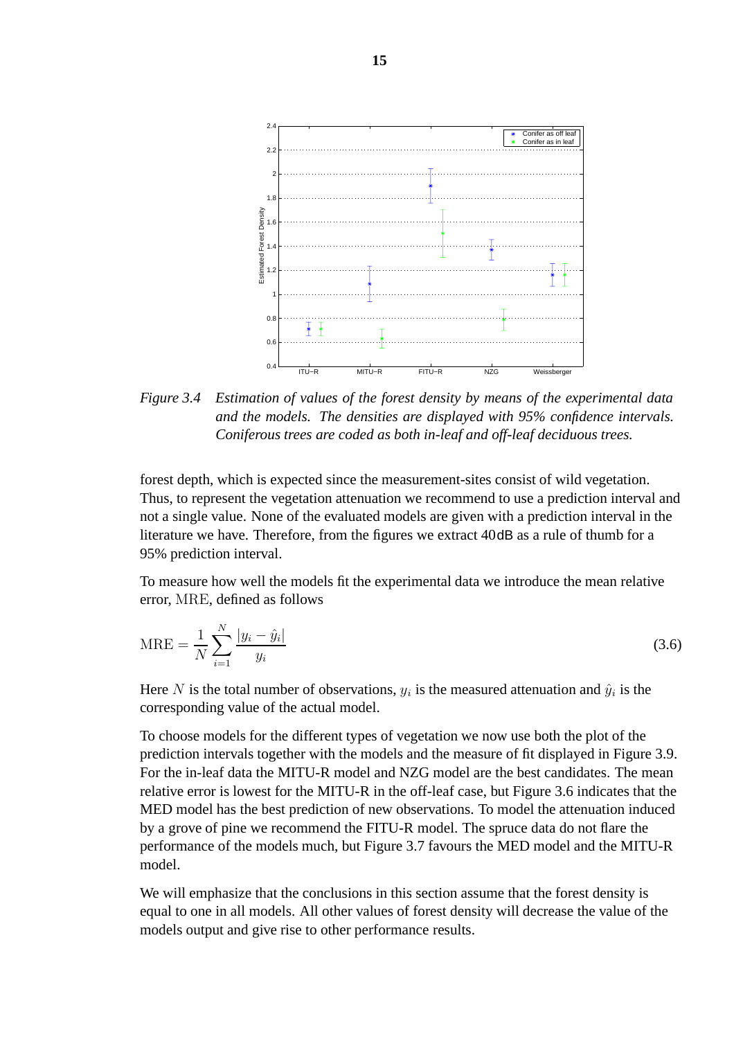*Figure 3.4 Estimation of values of the forest density by means of the experimental data and the models. The densities are displayed with 95% confidence intervals. Coniferous trees are coded as both in-leaf and off-leaf deciduous trees.*

forest depth, which is expected since the measurement-sites consist of wild vegetation. Thus, to represent the vegetation attenuation we recommend to use a prediction interval and not a single value. None of the evaluated models are given with a prediction interval in the literature we have. Therefore, from the figures we extract 40dB as a rule of thumb for a 95% prediction interval.

To measure how well the models fit the experimental data we introduce the mean relative error, MRE, defined as follows

$$\mathrm{MRE} = \frac{1}{N}\sum_{i=1}^{N}\frac{|y_i - \hat{y}_i|}{y_i} \tag{3.6}$$

Here $N$ is the total number of observations, $y_i$ is the measured attenuation and $\hat{y}_i$ is the corresponding value of the actual model.

To choose models for the different types of vegetation we now use both the plot of the prediction intervals together with the models and the measure of fit displayed in Figure 3.9. For the in-leaf data the MITU-R model and NZG model are the best candidates. The mean relative error is lowest for the MITU-R in the off-leaf case, but Figure 3.6 indicates that the MED model has the best prediction of new observations. To model the attenuation induced by a grove of pine we recommend the FITU-R model. The spruce data do not flare the performance of the models much, but Figure 3.7 favours the MED model and the MITU-R model.

We will emphasize that the conclusions in this section assume that the forest density is equal to one in all models. All other values of forest density will decrease the value of the models output and give rise to other performance results.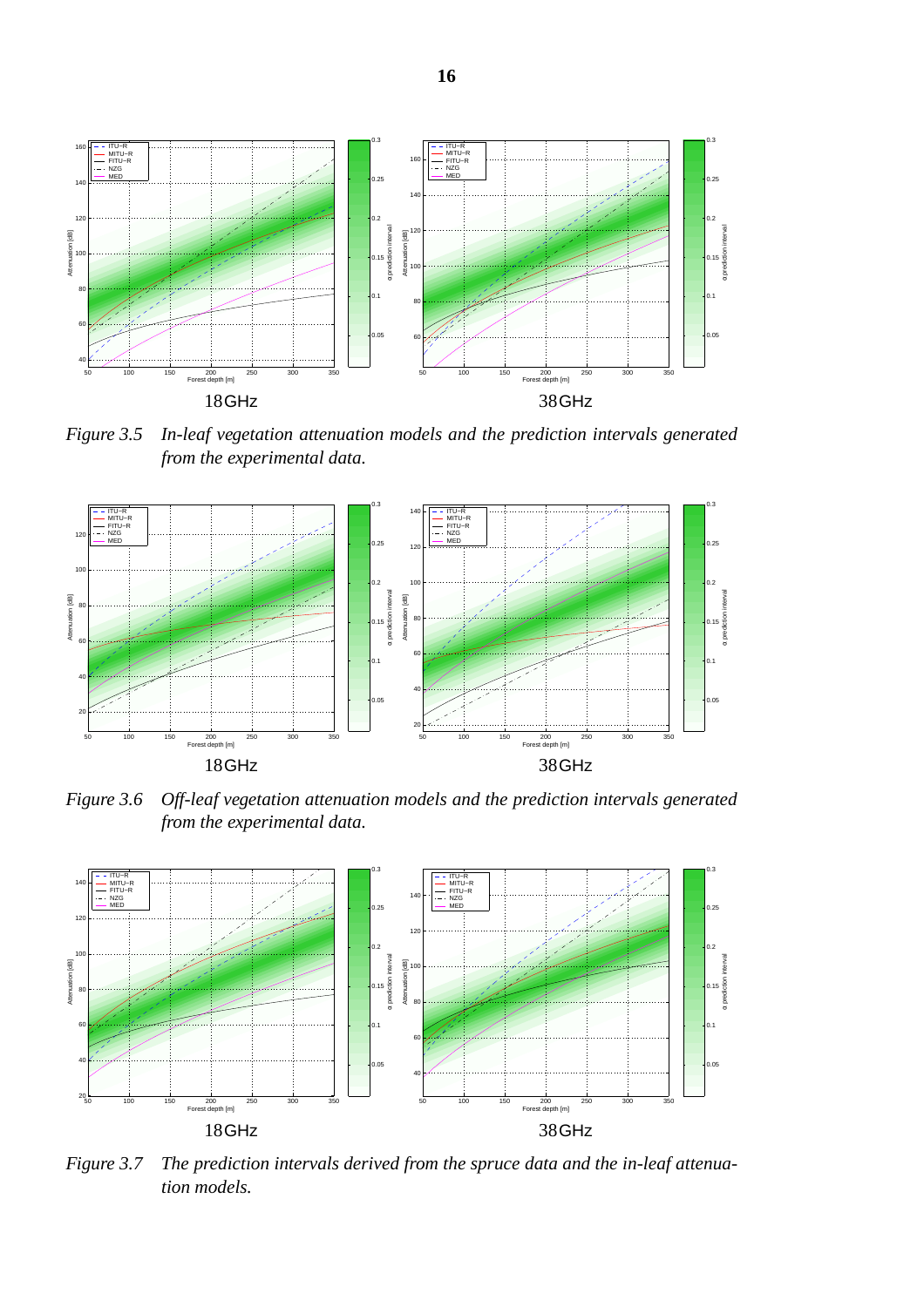18GHz

38GHz

*Figure 3.5 In-leaf vegetation attenuation models and the prediction intervals generated from the experimental data.*

18GHz

38GHz

*Figure 3.6 Off-leaf vegetation attenuation models and the prediction intervals generated from the experimental data.*

18GHz

38GHz

*Figure 3.7 The prediction intervals derived from the spruce data and the in-leaf attenuation models.*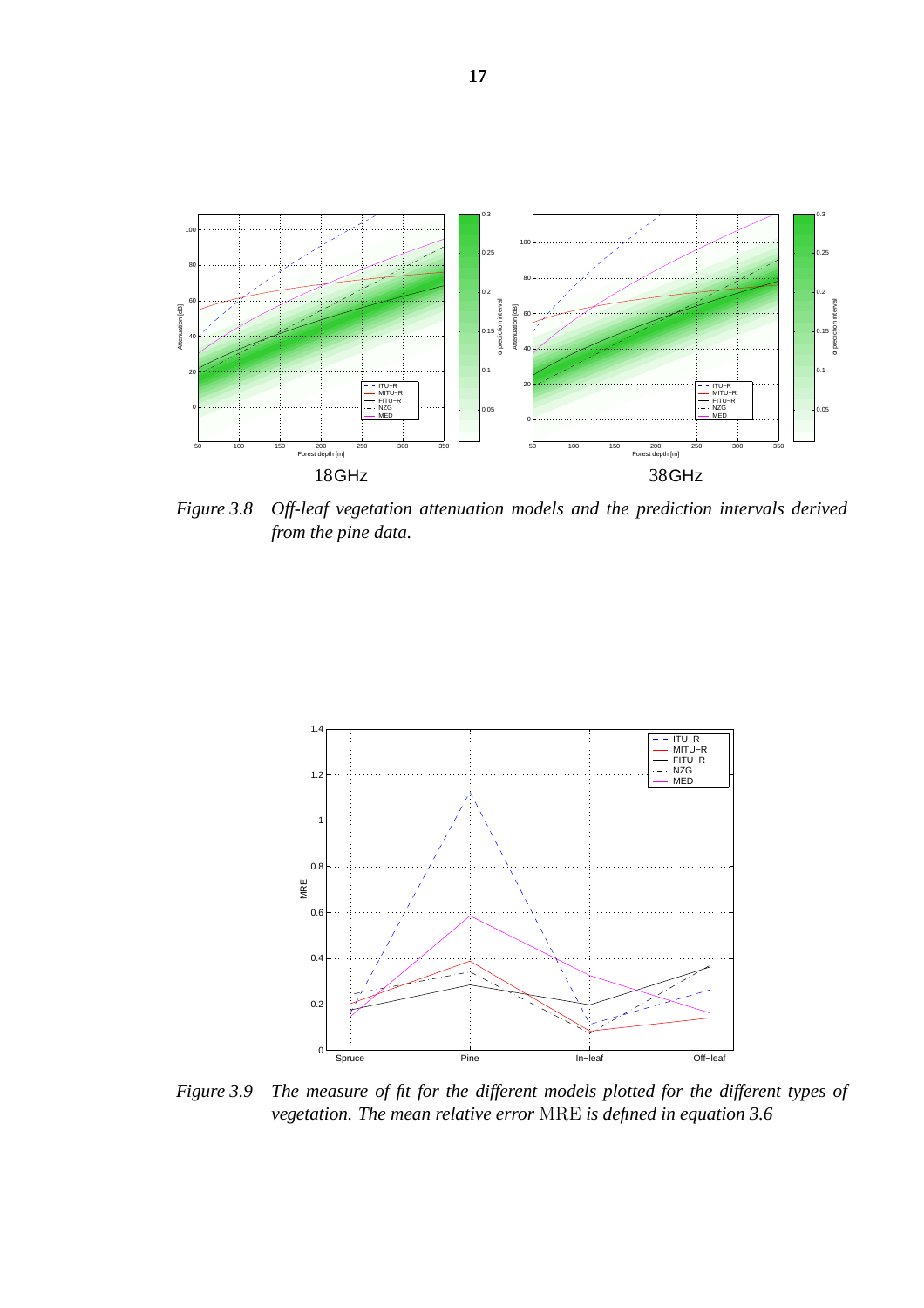*Figure 3.8  Off-leaf vegetation attenuation models and the prediction intervals derived from the pine data.*

*Figure 3.9  The measure of fit for the different models plotted for the different types of vegetation. The mean relative error* MRE *is defined in equation 3.6*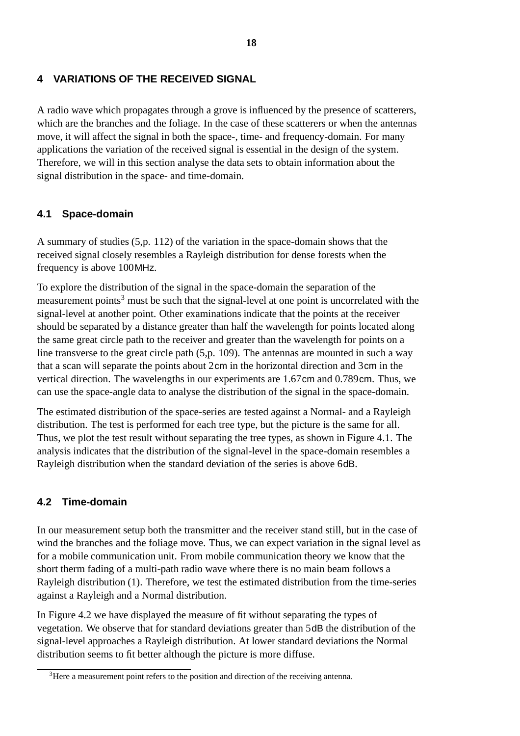# 4 VARIATIONS OF THE RECEIVED SIGNAL

A radio wave which propagates through a grove is influenced by the presence of scatterers, which are the branches and the foliage. In the case of these scatterers or when the antennas move, it will affect the signal in both the space-, time- and frequency-domain. For many applications the variation of the received signal is essential in the design of the system. Therefore, we will in this section analyse the data sets to obtain information about the signal distribution in the space- and time-domain.

## 4.1 Space-domain

A summary of studies (5,p. 112) of the variation in the space-domain shows that the received signal closely resembles a Rayleigh distribution for dense forests when the frequency is above 100 MHz.

To explore the distribution of the signal in the space-domain the separation of the measurement points[3] must be such that the signal-level at one point is uncorrelated with the signal-level at another point. Other examinations indicate that the points at the receiver should be separated by a distance greater than half the wavelength for points located along the same great circle path to the receiver and greater than the wavelength for points on a line transverse to the great circle path (5,p. 109). The antennas are mounted in such a way that a scan will separate the points about 2 cm in the horizontal direction and 3 cm in the vertical direction. The wavelengths in our experiments are 1.67 cm and 0.789 cm. Thus, we can use the space-angle data to analyse the distribution of the signal in the space-domain.

The estimated distribution of the space-series are tested against a Normal- and a Rayleigh distribution. The test is performed for each tree type, but the picture is the same for all. Thus, we plot the test result without separating the tree types, as shown in Figure 4.1. The analysis indicates that the distribution of the signal-level in the space-domain resembles a Rayleigh distribution when the standard deviation of the series is above 6 dB.

## 4.2 Time-domain

In our measurement setup both the transmitter and the receiver stand still, but in the case of wind the branches and the foliage move. Thus, we can expect variation in the signal level as for a mobile communication unit. From mobile communication theory we know that the short therm fading of a multi-path radio wave where there is no main beam follows a Rayleigh distribution (1). Therefore, we test the estimated distribution from the time-series against a Rayleigh and a Normal distribution.

In Figure 4.2 we have displayed the measure of fit without separating the types of vegetation. We observe that for standard deviations greater than 5 dB the distribution of the signal-level approaches a Rayleigh distribution. At lower standard deviations the Normal distribution seems to fit better although the picture is more diffuse.

[3] Here a measurement point refers to the position and direction of the receiving antenna.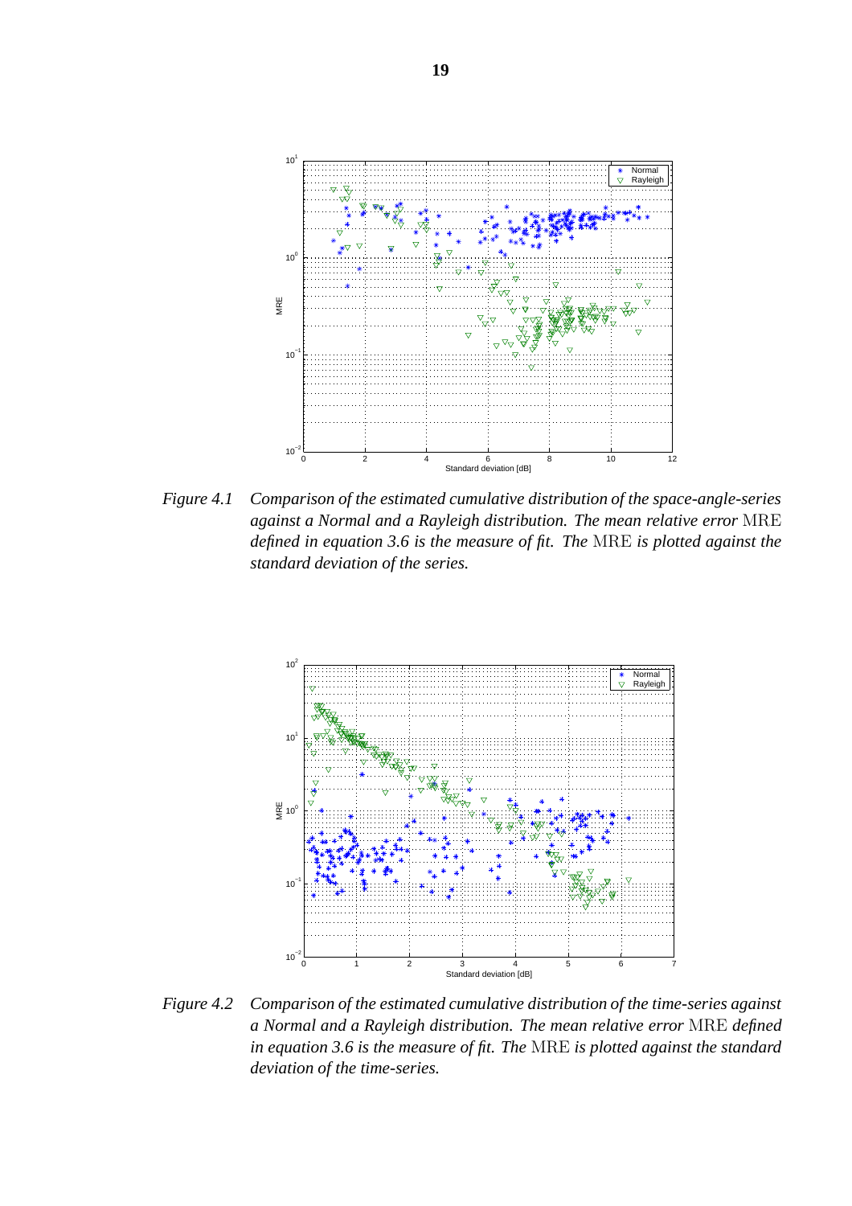*Figure 4.1    Comparison of the estimated cumulative distribution of the space-angle-series against a Normal and a Rayleigh distribution. The mean relative error* MRE *defined in equation 3.6 is the measure of fit. The* MRE *is plotted against the standard deviation of the series.*

*Figure 4.2    Comparison of the estimated cumulative distribution of the time-series against a Normal and a Rayleigh distribution. The mean relative error* MRE *defined in equation 3.6 is the measure of fit. The* MRE *is plotted against the standard deviation of the time-series.*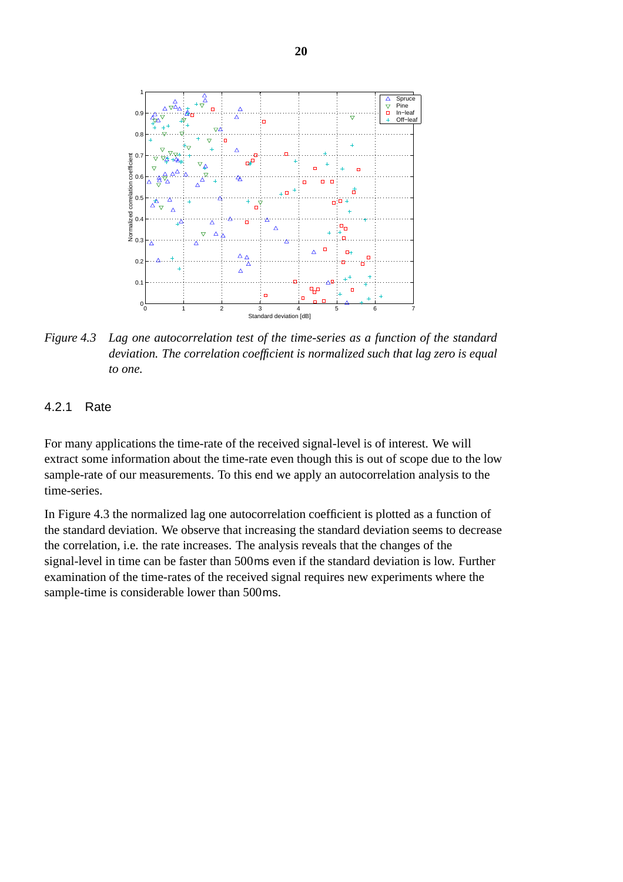*Figure 4.3 Lag one autocorrelation test of the time-series as a function of the standard deviation. The correlation coefficient is normalized such that lag zero is equal to one.*

### 4.2.1 Rate

For many applications the time-rate of the received signal-level is of interest. We will extract some information about the time-rate even though this is out of scope due to the low sample-rate of our measurements. To this end we apply an autocorrelation analysis to the time-series.

In Figure 4.3 the normalized lag one autocorrelation coefficient is plotted as a function of the standard deviation. We observe that increasing the standard deviation seems to decrease the correlation, i.e. the rate increases. The analysis reveals that the changes of the signal-level in time can be faster than 500 ms even if the standard deviation is low. Further examination of the time-rates of the received signal requires new experiments where the sample-time is considerable lower than 500 ms.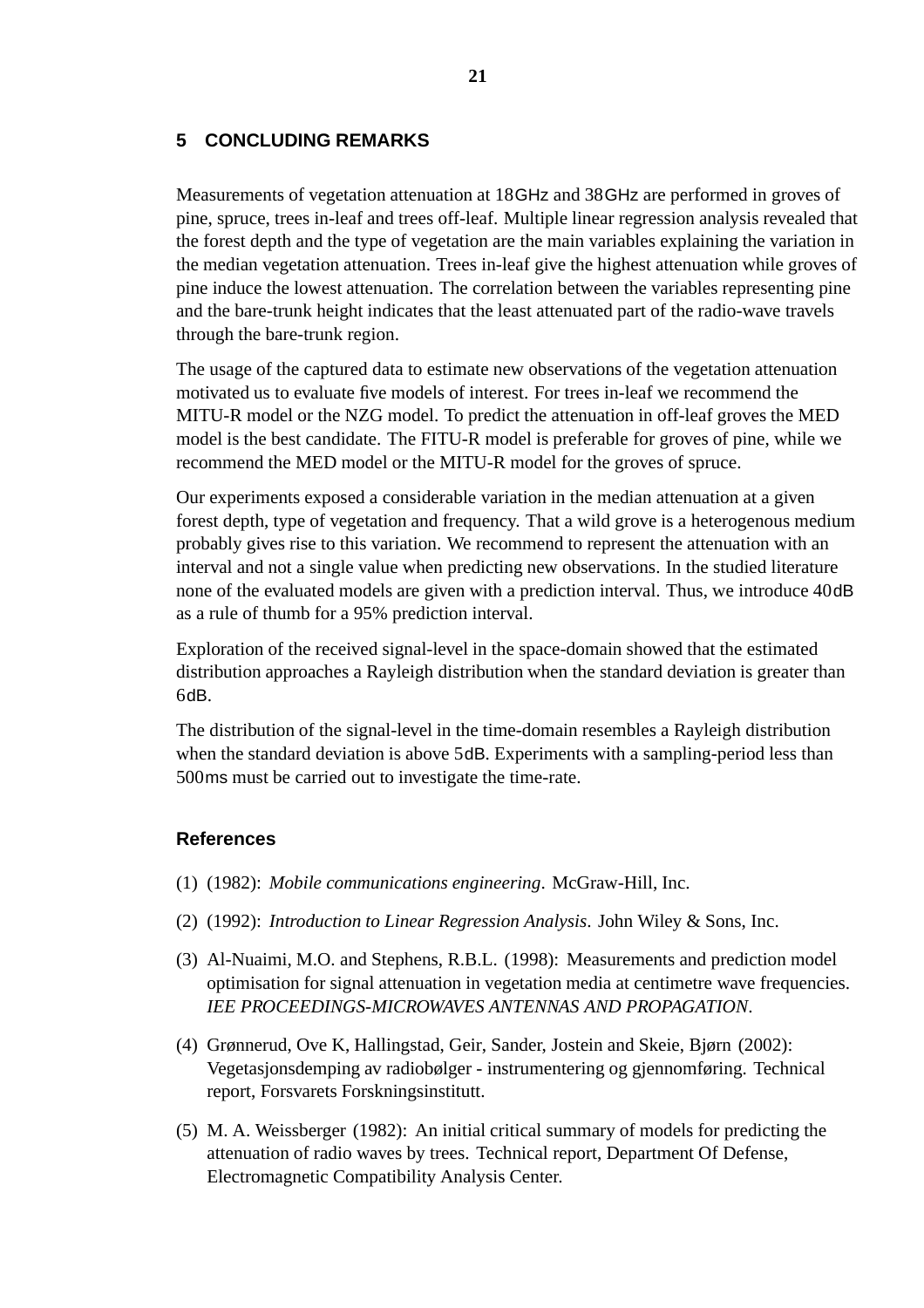## 5 CONCLUDING REMARKS

Measurements of vegetation attenuation at 18GHz and 38GHz are performed in groves of pine, spruce, trees in-leaf and trees off-leaf. Multiple linear regression analysis revealed that the forest depth and the type of vegetation are the main variables explaining the variation in the median vegetation attenuation. Trees in-leaf give the highest attenuation while groves of pine induce the lowest attenuation. The correlation between the variables representing pine and the bare-trunk height indicates that the least attenuated part of the radio-wave travels through the bare-trunk region.

The usage of the captured data to estimate new observations of the vegetation attenuation motivated us to evaluate five models of interest. For trees in-leaf we recommend the MITU-R model or the NZG model. To predict the attenuation in off-leaf groves the MED model is the best candidate. The FITU-R model is preferable for groves of pine, while we recommend the MED model or the MITU-R model for the groves of spruce.

Our experiments exposed a considerable variation in the median attenuation at a given forest depth, type of vegetation and frequency. That a wild grove is a heterogenous medium probably gives rise to this variation. We recommend to represent the attenuation with an interval and not a single value when predicting new observations. In the studied literature none of the evaluated models are given with a prediction interval. Thus, we introduce 40dB as a rule of thumb for a 95% prediction interval.

Exploration of the received signal-level in the space-domain showed that the estimated distribution approaches a Rayleigh distribution when the standard deviation is greater than 6dB.

The distribution of the signal-level in the time-domain resembles a Rayleigh distribution when the standard deviation is above 5dB. Experiments with a sampling-period less than 500ms must be carried out to investigate the time-rate.

### References

(1) (1982): *Mobile communications engineering*. McGraw-Hill, Inc.

(2) (1992): *Introduction to Linear Regression Analysis*. John Wiley & Sons, Inc.

(3) Al-Nuaimi, M.O. and Stephens, R.B.L. (1998): Measurements and prediction model optimisation for signal attenuation in vegetation media at centimetre wave frequencies. *IEE PROCEEDINGS-MICROWAVES ANTENNAS AND PROPAGATION*.

(4) Grønnerud, Ove K, Hallingstad, Geir, Sander, Jostein and Skeie, Bjørn (2002): Vegetasjonsdemping av radiobølger - instrumentering og gjennomføring. Technical report, Forsvarets Forskningsinstitutt.

(5) M. A. Weissberger (1982): An initial critical summary of models for predicting the attenuation of radio waves by trees. Technical report, Department Of Defense, Electromagnetic Compatibility Analysis Center.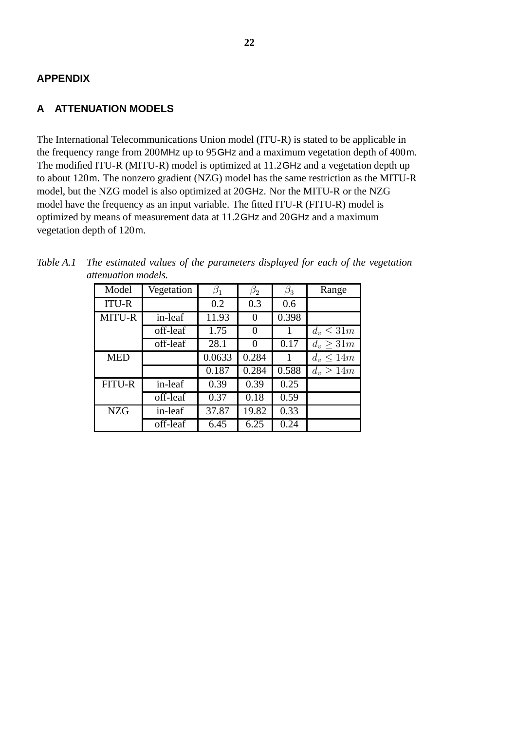# APPENDIX

## A ATTENUATION MODELS

The International Telecommunications Union model (ITU-R) is stated to be applicable in the frequency range from 200MHz up to 95GHz and a maximum vegetation depth of 400m. The modified ITU-R (MITU-R) model is optimized at 11.2GHz and a vegetation depth up to about 120m. The nonzero gradient (NZG) model has the same restriction as the MITU-R model, but the NZG model is also optimized at 20GHz. Nor the MITU-R or the NZG model have the frequency as an input variable. The fitted ITU-R (FITU-R) model is optimized by means of measurement data at 11.2GHz and 20GHz and a maximum vegetation depth of 120m.

*Table A.1 The estimated values of the parameters displayed for each of the vegetation attenuation models.*

| Model | Vegetation | $\beta_1$ | $\beta_2$ | $\beta_3$ | Range |
|---|---|---|---|---|---|
| ITU-R | | 0.2 | 0.3 | 0.6 | |
| MITU-R | in-leaf | 11.93 | 0 | 0.398 | |
| | off-leaf | 1.75 | 0 | 1 | $d_v \leq 31m$ |
| | off-leaf | 28.1 | 0 | 0.17 | $d_v \geq 31m$ |
| MED | | 0.0633 | 0.284 | 1 | $d_v \leq 14m$ |
| | | 0.187 | 0.284 | 0.588 | $d_v \geq 14m$ |
| FITU-R | in-leaf | 0.39 | 0.39 | 0.25 | |
| | off-leaf | 0.37 | 0.18 | 0.59 | |
| NZG | in-leaf | 37.87 | 19.82 | 0.33 | |
| | off-leaf | 6.45 | 6.25 | 0.24 | |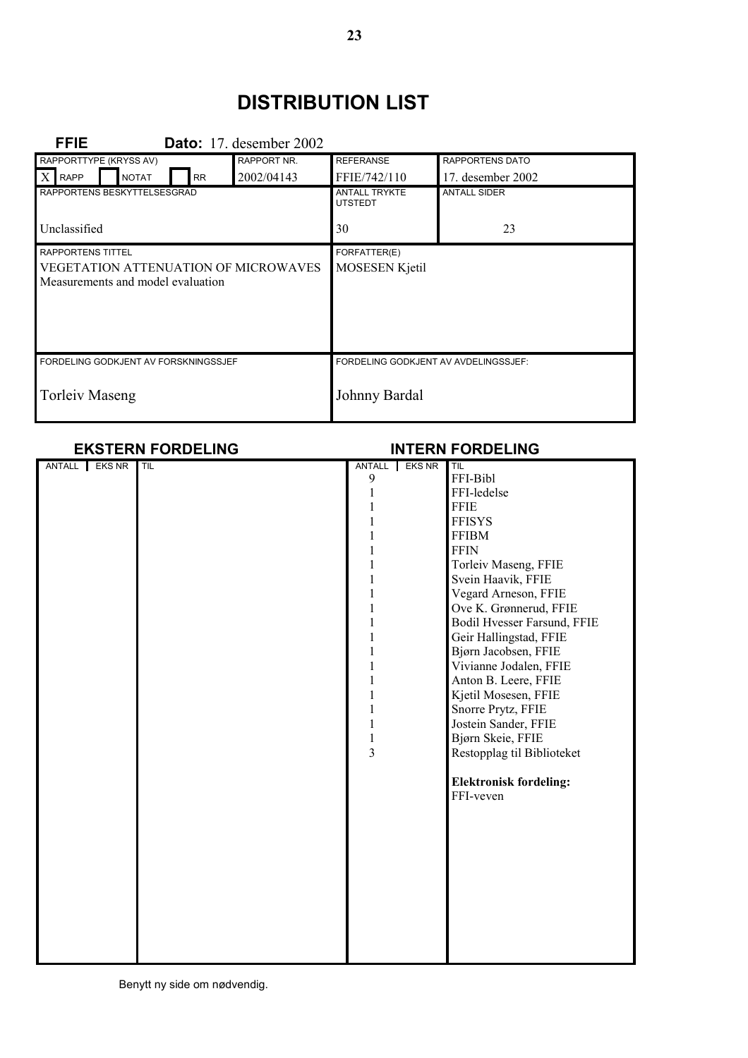# DISTRIBUTION LIST

**FFIE** **Dato:** 17. desember 2002

| RAPPORTTYPE (KRYSS AV) | RAPPORT NR. | REFERANSE | RAPPORTENS DATO |
|---|---|---|---|
| X RAPP ☐ NOTAT ☐ RR | 2002/04143 | FFIE/742/110 | 17. desember 2002 |
| RAPPORTENS BESKYTTELSESGRAD | | ANTALL TRYKTE UTSTEDT | ANTALL SIDER |
| Unclassified | | 30 | 23 |
| RAPPORTENS TITTEL | | FORFATTER(E) | |
| VEGETATION ATTENUATION OF MICROWAVES<br>Measurements and model evaluation | | MOSESEN Kjetil | |
| FORDELING GODKJENT AV FORSKNINGSSJEF | | FORDELING GODKJENT AV AVDELINGSSJEF: | |
| Torleiv Maseng | | Johnny Bardal | |

## EKSTERN FORDELING

| ANTALL | EKS NR | TIL |
|---|---|---|
| | | |

## INTERN FORDELING

| ANTALL | EKS NR | TIL |
|---|---|---|
| 9 | | FFI-Bibl |
| 1 | | FFI-ledelse |
| 1 | | FFIE |
| 1 | | FFISYS |
| 1 | | FFIBM |
| 1 | | FFIN |
| 1 | | Torleiv Maseng, FFIE |
| 1 | | Svein Haavik, FFIE |
| 1 | | Vegard Arneson, FFIE |
| 1 | | Ove K. Grønnerud, FFIE |
| 1 | | Bodil Hvesser Farsund, FFIE |
| 1 | | Geir Hallingstad, FFIE |
| 1 | | Bjørn Jacobsen, FFIE |
| 1 | | Vivianne Jodalen, FFIE |
| 1 | | Anton B. Leere, FFIE |
| 1 | | Kjetil Mosesen, FFIE |
| 1 | | Snorre Prytz, FFIE |
| 1 | | Jostein Sander, FFIE |
| 1 | | Bjørn Skeie, FFIE |
| 3 | | Restopplag til Biblioteket |
| | | **Elektronisk fordeling:** |
| | | FFI-veven |

Benytt ny side om nødvendig.